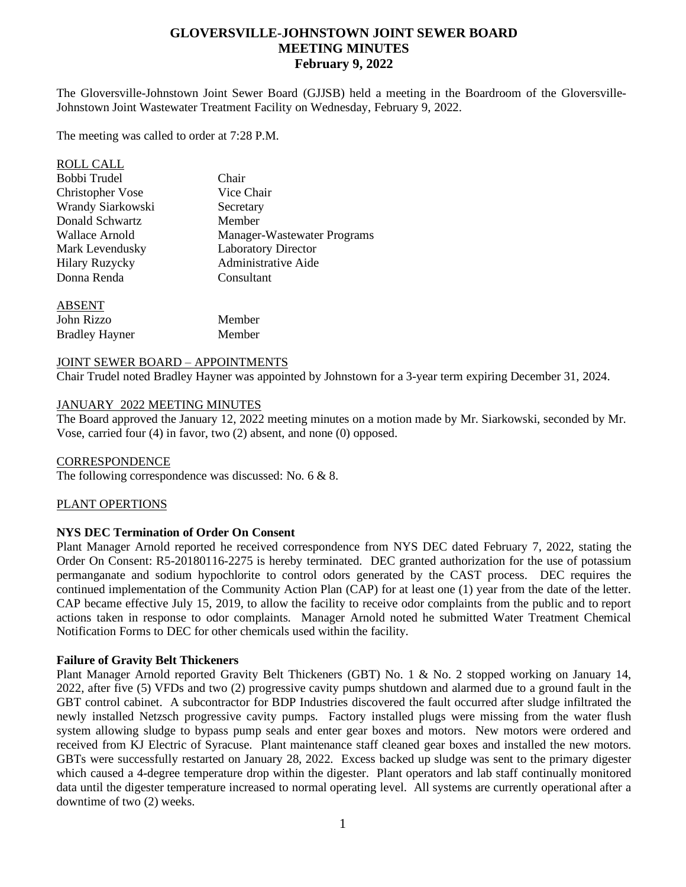# GLOVERSVILLE-JOHNSTOWN JOINT SEWER BOARD
## MEETING MINUTES
### February 9, 2022

The Gloversville-Johnstown Joint Sewer Board (GJJSB) held a meeting in the Boardroom of the Gloversville-Johnstown Joint Wastewater Treatment Facility on Wednesday, February 9, 2022.

The meeting was called to order at 7:28 P.M.

ROLL CALL

| | |
|---|---|
| Bobbi Trudel | Chair |
| Christopher Vose | Vice Chair |
| Wrandy Siarkowski | Secretary |
| Donald Schwartz | Member |
| Wallace Arnold | Manager-Wastewater Programs |
| Mark Levendusky | Laboratory Director |
| Hilary Ruzycky | Administrative Aide |
| Donna Renda | Consultant |

ABSENT

| | |
|---|---|
| John Rizzo | Member |
| Bradley Hayner | Member |

JOINT SEWER BOARD – APPOINTMENTS

Chair Trudel noted Bradley Hayner was appointed by Johnstown for a 3-year term expiring December 31, 2024.

JANUARY 2022 MEETING MINUTES

The Board approved the January 12, 2022 meeting minutes on a motion made by Mr. Siarkowski, seconded by Mr. Vose, carried four (4) in favor, two (2) absent, and none (0) opposed.

CORRESPONDENCE

The following correspondence was discussed: No. 6 & 8.

PLANT OPERTIONS

**NYS DEC Termination of Order On Consent**

Plant Manager Arnold reported he received correspondence from NYS DEC dated February 7, 2022, stating the Order On Consent: R5-20180116-2275 is hereby terminated. DEC granted authorization for the use of potassium permanganate and sodium hypochlorite to control odors generated by the CAST process. DEC requires the continued implementation of the Community Action Plan (CAP) for at least one (1) year from the date of the letter. CAP became effective July 15, 2019, to allow the facility to receive odor complaints from the public and to report actions taken in response to odor complaints. Manager Arnold noted he submitted Water Treatment Chemical Notification Forms to DEC for other chemicals used within the facility.

**Failure of Gravity Belt Thickeners**

Plant Manager Arnold reported Gravity Belt Thickeners (GBT) No. 1 & No. 2 stopped working on January 14, 2022, after five (5) VFDs and two (2) progressive cavity pumps shutdown and alarmed due to a ground fault in the GBT control cabinet. A subcontractor for BDP Industries discovered the fault occurred after sludge infiltrated the newly installed Netzsch progressive cavity pumps. Factory installed plugs were missing from the water flush system allowing sludge to bypass pump seals and enter gear boxes and motors. New motors were ordered and received from KJ Electric of Syracuse. Plant maintenance staff cleaned gear boxes and installed the new motors. GBTs were successfully restarted on January 28, 2022. Excess backed up sludge was sent to the primary digester which caused a 4-degree temperature drop within the digester. Plant operators and lab staff continually monitored data until the digester temperature increased to normal operating level. All systems are currently operational after a downtime of two (2) weeks.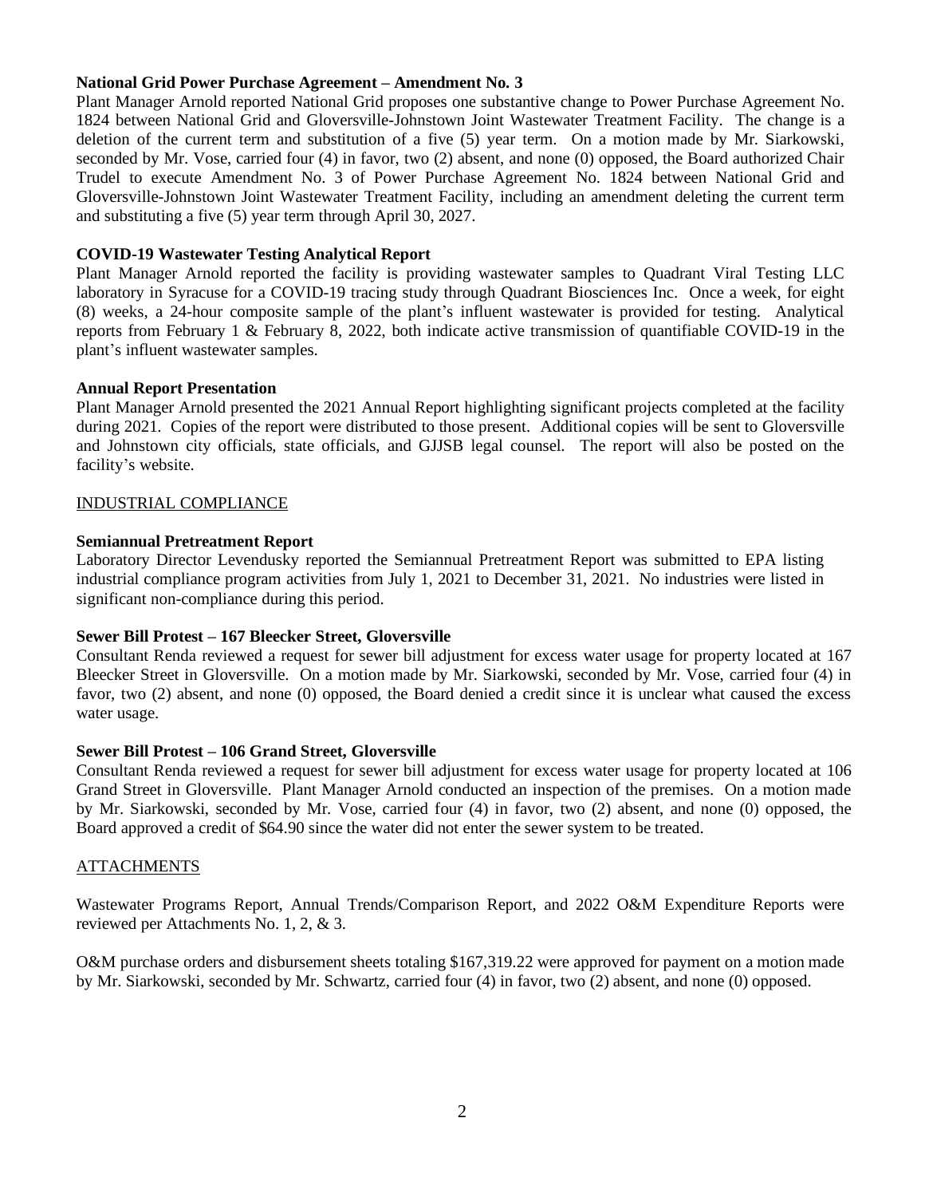**National Grid Power Purchase Agreement – Amendment No. 3**

Plant Manager Arnold reported National Grid proposes one substantive change to Power Purchase Agreement No. 1824 between National Grid and Gloversville-Johnstown Joint Wastewater Treatment Facility. The change is a deletion of the current term and substitution of a five (5) year term. On a motion made by Mr. Siarkowski, seconded by Mr. Vose, carried four (4) in favor, two (2) absent, and none (0) opposed, the Board authorized Chair Trudel to execute Amendment No. 3 of Power Purchase Agreement No. 1824 between National Grid and Gloversville-Johnstown Joint Wastewater Treatment Facility, including an amendment deleting the current term and substituting a five (5) year term through April 30, 2027.

**COVID-19 Wastewater Testing Analytical Report**

Plant Manager Arnold reported the facility is providing wastewater samples to Quadrant Viral Testing LLC laboratory in Syracuse for a COVID-19 tracing study through Quadrant Biosciences Inc. Once a week, for eight (8) weeks, a 24-hour composite sample of the plant's influent wastewater is provided for testing. Analytical reports from February 1 & February 8, 2022, both indicate active transmission of quantifiable COVID-19 in the plant's influent wastewater samples.

**Annual Report Presentation**

Plant Manager Arnold presented the 2021 Annual Report highlighting significant projects completed at the facility during 2021. Copies of the report were distributed to those present. Additional copies will be sent to Gloversville and Johnstown city officials, state officials, and GJJSB legal counsel. The report will also be posted on the facility's website.

<u>INDUSTRIAL COMPLIANCE</u>

**Semiannual Pretreatment Report**

Laboratory Director Levendusky reported the Semiannual Pretreatment Report was submitted to EPA listing industrial compliance program activities from July 1, 2021 to December 31, 2021. No industries were listed in significant non-compliance during this period.

**Sewer Bill Protest – 167 Bleecker Street, Gloversville**

Consultant Renda reviewed a request for sewer bill adjustment for excess water usage for property located at 167 Bleecker Street in Gloversville. On a motion made by Mr. Siarkowski, seconded by Mr. Vose, carried four (4) in favor, two (2) absent, and none (0) opposed, the Board denied a credit since it is unclear what caused the excess water usage.

**Sewer Bill Protest – 106 Grand Street, Gloversville**

Consultant Renda reviewed a request for sewer bill adjustment for excess water usage for property located at 106 Grand Street in Gloversville. Plant Manager Arnold conducted an inspection of the premises. On a motion made by Mr. Siarkowski, seconded by Mr. Vose, carried four (4) in favor, two (2) absent, and none (0) opposed, the Board approved a credit of $64.90 since the water did not enter the sewer system to be treated.

<u>ATTACHMENTS</u>

Wastewater Programs Report, Annual Trends/Comparison Report, and 2022 O&M Expenditure Reports were reviewed per Attachments No. 1, 2, & 3.

O&M purchase orders and disbursement sheets totaling $167,319.22 were approved for payment on a motion made by Mr. Siarkowski, seconded by Mr. Schwartz, carried four (4) in favor, two (2) absent, and none (0) opposed.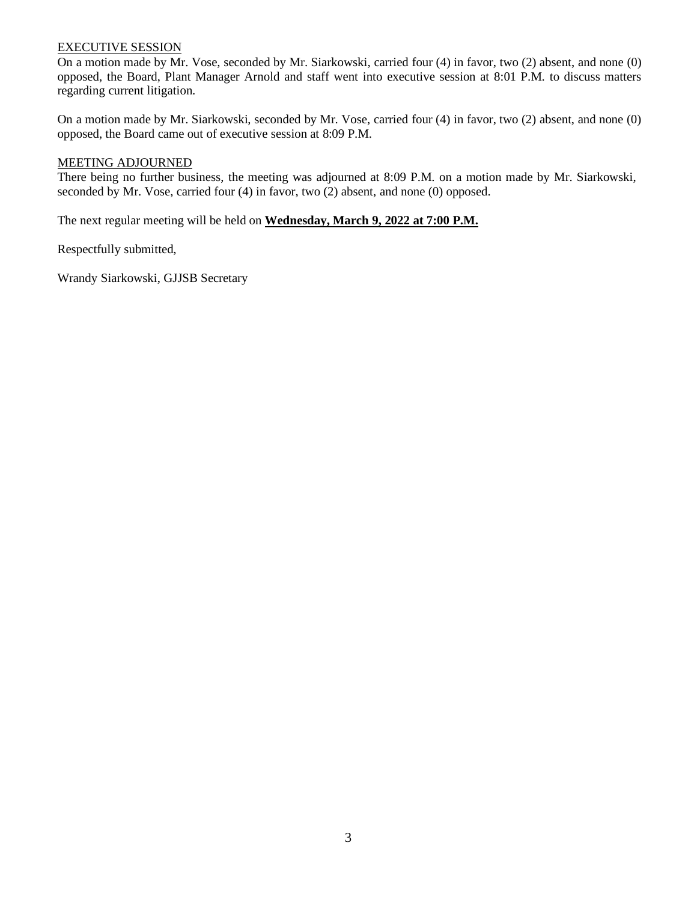EXECUTIVE SESSION

On a motion made by Mr. Vose, seconded by Mr. Siarkowski, carried four (4) in favor, two (2) absent, and none (0) opposed, the Board, Plant Manager Arnold and staff went into executive session at 8:01 P.M. to discuss matters regarding current litigation.

On a motion made by Mr. Siarkowski, seconded by Mr. Vose, carried four (4) in favor, two (2) absent, and none (0) opposed, the Board came out of executive session at 8:09 P.M.

MEETING ADJOURNED

There being no further business, the meeting was adjourned at 8:09 P.M. on a motion made by Mr. Siarkowski, seconded by Mr. Vose, carried four (4) in favor, two (2) absent, and none (0) opposed.

The next regular meeting will be held on **Wednesday, March 9, 2022 at 7:00 P.M.**

Respectfully submitted,

Wrandy Siarkowski, GJJSB Secretary